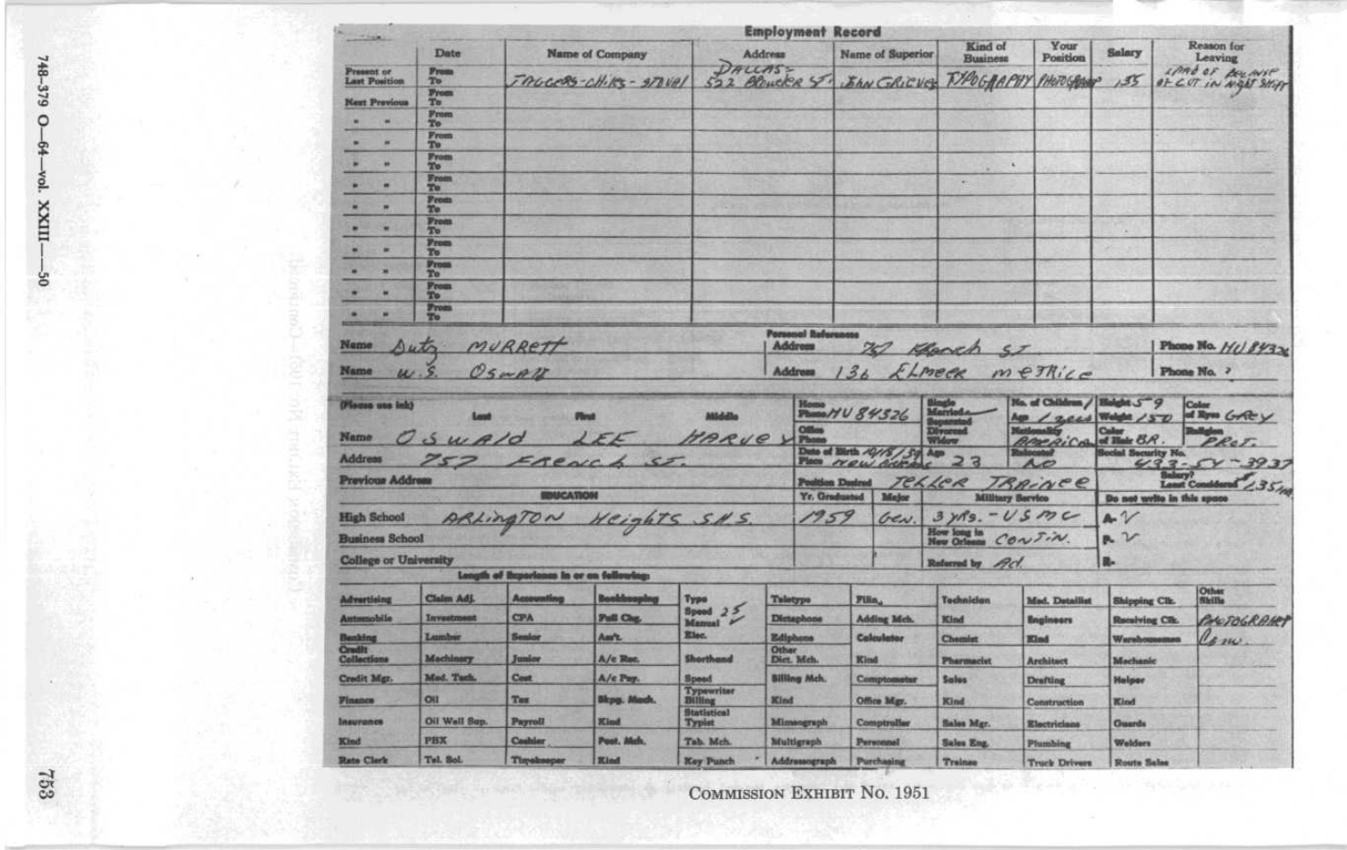## Employment Record

| | Date | Name of Company | Address | Name of Superior | Kind of Business | Your Position | Salary | Reason for Leaving |
|---|---|---|---|---|---|---|---|---|
| Present or Last Position | From To | JAGGERS-CHILES-STOVAL | DALLAS 522 BROWDER ST. | JOHN GRAEF | TYPOGRAPHY | PHOTOGRAPH | 155 | LACK OF BALANCE AT CUT IN NIGHT SHIFT |
| Next Previous | From To | | | | | | | |
| " " | From To | | | | | | | |
| " " | From To | | | | | | | |
| " " | From To | | | | | | | |
| " " | From To | | | | | | | |
| " " | From To | | | | | | | |
| " " | From To | | | | | | | |
| " " | From To | | | | | | | |
| " " | From To | | | | | | | |
| " " | From To | | | | | | | |
| " " | From To | | | | | | | |

**Personal References**

| Name | Address | Phone No. |
|---|---|---|
| Dutz MURRETT | 757 French ST. | HU 84326 |
| W. S. OSWALD | 136 ELMEER METRICE | ? |

(Please use ink)

| | Last | First | Middle |
|---|---|---|---|
| Name | OSWALD | LEE | HARVEY |

Address: 757 FRENCH ST.

Previous Address:

Home Phone: HU 84326
Office Phone:
Single / Married / Separated / Divorced / Widow: Married
No. of Children / Age: 1 / 1 year
Height: 5'9
Weight: 150
Color of Eyes: GREY
Nationality: AMERICAN
Color of Hair: BR.
Religion: PROT.
Date of Birth: 10/18/39
Place: NEW ORLEANS
Age: 23
Reinstated: NO
Social Security No.: 433-54-3937
Position Desired: TELLER TRAINEE
Salary? Least Considered: $135 mo.

**EDUCATION**

| | | Yr. Graduated | Major |
|---|---|---|---|
| High School | ARLINGTON HEIGHTS SHS. | 1959 | GEN. |
| Business School | | | |
| College or University | | | |

Military Service: 3 YRS. - USMC
How long in New Orleans: CONTIN.
Referred by: Ad.

Do not write in this space
A- ✓
P- ✓
R-

**Length of Experience in or on following:**

| | | | | | | | | | | |
|---|---|---|---|---|---|---|---|---|---|---|
| Advertising | Claim Adj. | Accounting | Bookkeeping | Type Speed 25 Manual ✓ | Teletype | Filing | Technician | Med. Detailist | Shipping Clk. | Other Skills |
| Automobile | Investment | CPA | Full Chg. | Elec. | Dictaphone | Adding Mch. | Kind | Engineers | Receiving Clk. | PHOTOGRAPHY |
| Banking | Lumber | Senior | Ass't. | | Ediphone | Calculator | Chemist | Kind | Warehouseman | Cam. |
| Credit Collections | Machinery | Junior | A/c Rec. | Shorthand | Other Dict. Mch. | Kind | Pharmacist | Architect | Mechanic | |
| Credit Mgr. | Med. Tech. | Cost | A/c Pay. | Speed | Billing Mch. | Comptometer | Sales | Drafting | Helper | |
| Finance | Oil | Tax | Bkpg. Mach. | Typewriter Billing | Kind | Office Mgr. | Kind | Construction | Kind | |
| Insurance | Oil Well Sup. | Payroll | Kind | Statistical Typist | Mimeograph | Comptroller | Sales Mgr. | Electricians | Guards | |
| Kind | PBX | Cashier | Post. Mch. | Tab. Mch. | Multigraph | Personnel | Sales Eng. | Plumbing | Welders | |
| Rate Clerk | Tel. Sol. | Timekeeper | Kind | Key Punch | Addressograph | Purchasing | Trainee | Truck Drivers | Route Sales | |

COMMISSION EXHIBIT No. 1951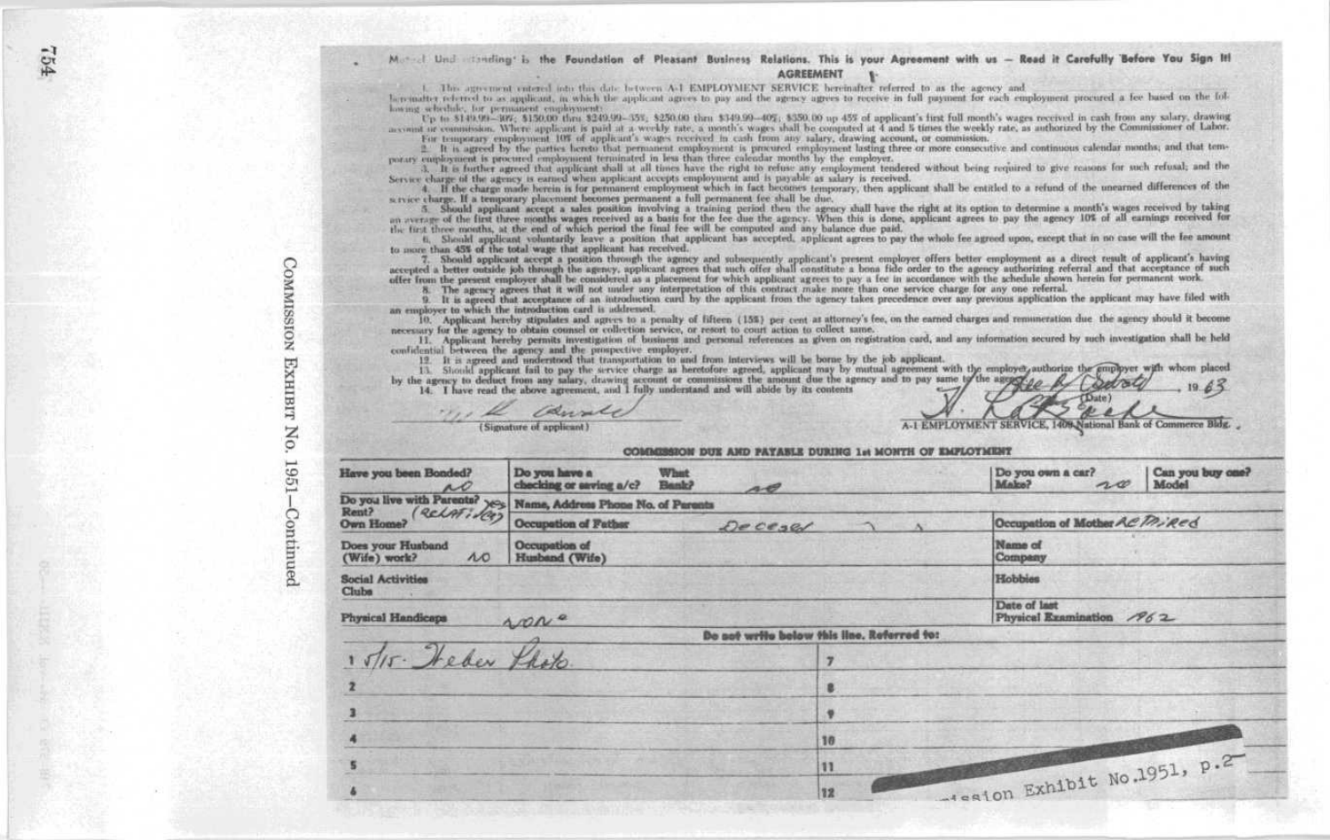COMMISSION EXHIBIT No. 1951—Continued

Mutual Understanding' is the Foundation of Pleasant Business Relations. This is your Agreement with us — Read it Carefully Before You Sign It!

**AGREEMENT**

1. This agreement entered into this date between A-1 EMPLOYMENT SERVICE hereinafter referred to as the agency and hereinafter referred to as applicant, in which the applicant agrees to pay and the agency agrees to receive in full payment for each employment procured a fee based on the following schedule, for permanent employment:

Up to $149.99—30%; $150.00 thru $249.99—35%; $250.00 thru $349.99—40%; $350.00 up 45% of applicant's first full month's wages received in cash from any salary, drawing account or commission. Where applicant is paid at a weekly rate, a month's wages shall be computed at 4 and 5 times the weekly rate, as authorized by the Commissioner of Labor.

For temporary employment 10% of applicant's wages received in cash from any salary, drawing account, or commission.

2. It is agreed by the parties hereto that permanent employment is procured employment lasting three or more consecutive and continuous calendar months; and that temporary employment is procured employment terminated in less than three calendar months by the employer.

3. It is further agreed that applicant shall at all times have the right to refuse any employment tendered without being required to give reasons for such refusal; and the Service charge of the agency is earned when applicant accepts employment and is payable as salary is received.

4. If the charge made herein is for permanent employment which in fact becomes temporary, then applicant shall be entitled to a refund of the unearned differences of the service charge. If a temporary placement becomes permanent a full permanent fee shall be due.

5. Should applicant accept a sales position involving a training period then the agency shall have the right at its option to determine a month's wages received by taking an average of the first three months wages received as a basis for the fee due the agency. When this is done, applicant agrees to pay the agency 10% of all earnings received for the first three months, at the end of which period the final fee will be computed and any balance due paid.

6. Should applicant voluntarily leave a position that applicant has accepted, applicant agrees to pay the whole fee agreed upon, except that in no case will the fee amount to more than 45% of the total wage that applicant has received.

7. Should applicant accept a position through the agency and subsequently applicant's present employer offers better employment as a direct result of applicant's having accepted a better outside job through the agency, applicant agrees that such offer shall constitute a bona fide order to the agency authorizing referral and that acceptance of such offer from the present employer shall be considered as a placement for which applicant agrees to pay a fee in accordance with the schedule shown herein for permanent work.

8. The agency agrees that it will not under any interpretation of this contract make more than one service charge for any one referral.

9. It is agreed that acceptance of an introduction card by the applicant from the agency takes precedence over any previous application the applicant may have filed with an employer to which the introduction card is addressed.

10. Applicant hereby stipulates and agrees to a penalty of fifteen (15%) per cent as attorney's fee, on the earned charges and remuneration due the agency should it become necessary for the agency to obtain counsel or collection service, or resort to court action to collect same.

11. Applicant hereby permits investigation of business and personal references as given on registration card, and any information secured by such investigation shall be held confidential between the agency and the prospective employer.

12. It is agreed and understood that transportation to and from interviews will be borne by the job applicant.

13. Should applicant fail to pay the service charge as heretofore agreed, applicant may by mutual agreement with the employer, authorize the employer with whom placed by the agency to deduct from any salary, drawing account or commissions the amount due the agency and to pay same to the agency.

14. I have read the above agreement, and I fully understand and will abide by its contents

(Date) Feb 18 1963

(Signature of applicant) [signature]

[signature] A-1 EMPLOYMENT SERVICE, 1408 National Bank of Commerce Bldg.

**COMMISSION DUE AND PAYABLE DURING 1st MONTH OF EMPLOYMENT**

| Have you been Bonded? no | Do you have a checking or saving a/c? What Bank? no | Do you own a car? Make? no | Can you buy one? Model |
|---|---|---|---|
| Do you live with Parents? yes Rent? (Relatives) Own Home? | Name, Address Phone No. of Parents / Occupation of Father Deceased | Occupation of Mother Retired | |
| Does your Husband (Wife) work? no | Occupation of Husband (Wife) | Name of Company | |
| Social Activities Clubs | | Hobbies | |
| Physical Handicaps none | | Date of last Physical Examination 1962 | |

**Do not write below this line. Referred to:**

| | |
|---|---|
| 1 5/15 Weber Photo | 7 |
| 2 | 8 |
| 3 | 9 |
| 4 | 10 |
| 5 | 11 |
| 6 | 12 |

Commission Exhibit No.1951, p.2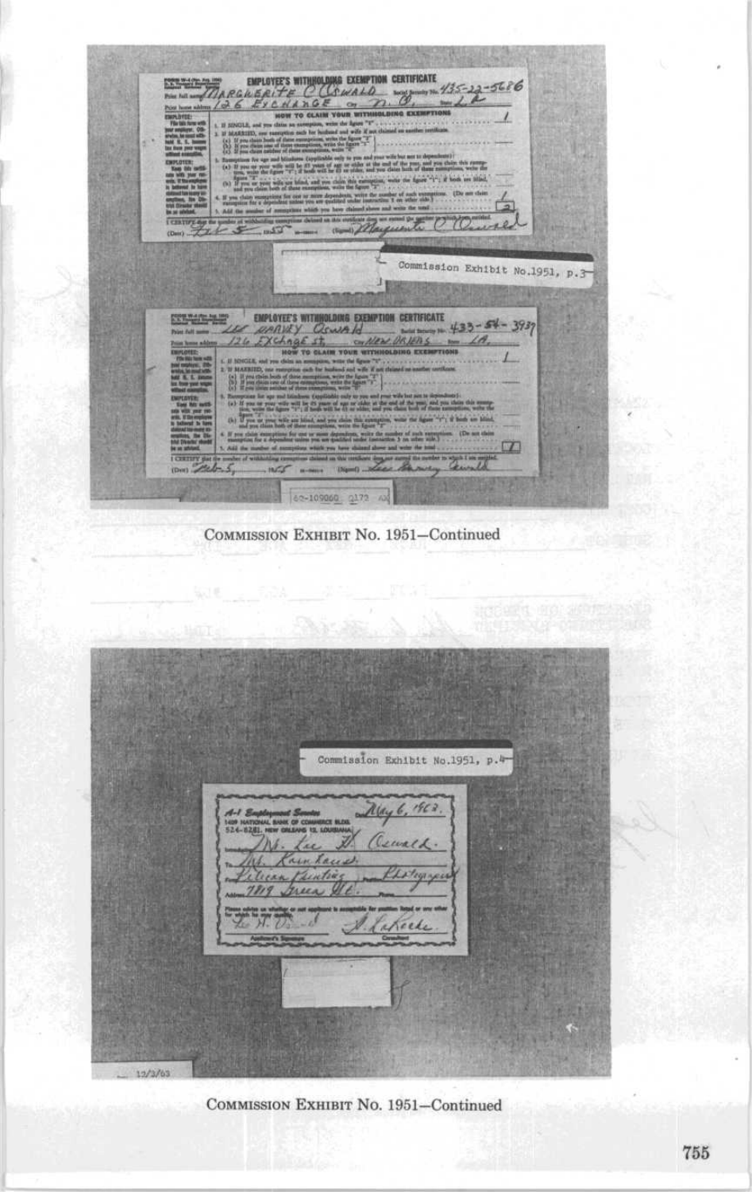FORM W-4 (Rev. Aug. 1954)
U.S. Treasury Department
Internal Revenue Service

EMPLOYEE'S WITHHOLDING EXEMPTION CERTIFICATE

Print full name MARGUERITE C. OSWALD Social Security No. 435-22-5686

Print home address 126 EXCHANGE City N. O. State LA

HOW TO CLAIM YOUR WITHHOLDING EXEMPTIONS

1. If SINGLE, and you claim an exemption, write the figure "1" .......... 1

2. If MARRIED, one exemption each for husband and wife if not claimed on another certificate.
(a) If you claim both of these exemptions, write the figure "2"
(b) If you claim one of these exemptions, write the figure "1"
(c) If you claim neither of these exemptions, write "0"

3. Exemptions for age and blindness (applicable only to you and your wife but not to dependents):
(a) If you or your wife will be 65 years of age or older at the end of the year, and you claim this exemption, write the figure "1"; if both will be 65 or older, and you claim both of these exemptions, write the figure "2"
(b) If you or your wife are blind, and you claim this exemption, write the figure "1"; if both are blind, and you claim both of these exemptions, write the figure "2"

4. If you claim exemptions for one or more dependents, write the number of such exemptions. (Do not claim exemption for a dependent unless you are qualified under instruction 3 on other side.) .......... 1

5. Add the number of exemptions which you have claimed above and write the total .......... 2

I CERTIFY that the number of withholding exemptions claimed on this certificate does not exceed the number to which I am entitled.

(Date) Feb 5 1955 (Signed) Marguerite C. Oswald

Commission Exhibit No.1951, p.3

FORM W-4 (Rev. Aug. 1954)
U.S. Treasury Department
Internal Revenue Service

EMPLOYEE'S WITHHOLDING EXEMPTION CERTIFICATE

Print full name LEE HARVEY OSWALD Social Security No. 433-54-3937

Print home address 126 EXCHANGE st. City NEW ORLEANS State LA.

HOW TO CLAIM YOUR WITHHOLDING EXEMPTIONS

1. If SINGLE, and you claim an exemption, write the figure "1" .......... 1

2. If MARRIED, one exemption each for husband and wife if not claimed on another certificate.
(a) If you claim both of these exemptions, write the figure "2"
(b) If you claim one of these exemptions, write the figure "1"
(c) If you claim neither of these exemptions, write "0"

3. Exemptions for age and blindness (applicable only to you and your wife but not to dependents):
(a) If you or your wife will be 65 years of age or older at the end of the year, and you claim this exemption, write the figure "1"; if both will be 65 or older, and you claim both of these exemptions, write the figure "2"
(b) If you or your wife are blind, and you claim this exemption, write the figure "1"; if both are blind, and you claim both of these exemptions, write the figure "2"

4. If you claim exemptions for one or more dependents, write the number of such exemptions. (Do not claim exemption for a dependent unless you are qualified under instruction 3 on other side.)

5. Add the number of exemptions which you have claimed above and write the total .......... 1

I CERTIFY that the number of withholding exemptions claimed on this certificate does not exceed the number to which I am entitled.

(Date) Feb. 5, 1955 (Signed) Lee Harvey Oswald

62-109060 Q173

COMMISSION EXHIBIT No. 1951—Continued

Commission Exhibit No.1951, p.4

A-1 Employment Service
1409 NATIONAL BANK OF COMMERCE BLDG.
524-8281 NEW ORLEANS 12, LOUISIANA

Date May 6, 1963.

Mr. Lee H. Oswald

To Mr. Rainhard

Pelican Printing — Photographer

Address 7819 Green St.

Please advise us whether or not applicant is acceptable for position listed or any other for which he may qualify.

Lee H. Oswald — A. LaRoche

Applicant's Signature — Consultant

12/3/63

COMMISSION EXHIBIT No. 1951—Continued